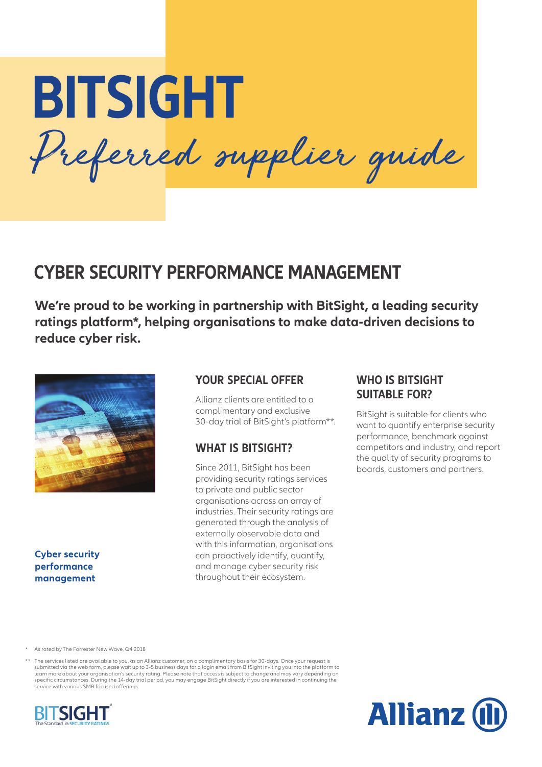# BITSIGHT

*Preferred supplier guide*

## CYBER SECURITY PERFORMANCE MANAGEMENT

**We're proud to be working in partnership with BitSight, a leading security ratings platform*, helping organisations to make data-driven decisions to reduce cyber risk.**

**Cyber security performance management**

### YOUR SPECIAL OFFER

Allianz clients are entitled to a complimentary and exclusive 30-day trial of BitSight's platform**.

### WHAT IS BITSIGHT?

Since 2011, BitSight has been providing security ratings services to private and public sector organisations across an array of industries. Their security ratings are generated through the analysis of externally observable data and with this information, organisations can proactively identify, quantify, and manage cyber security risk throughout their ecosystem.

### WHO IS BITSIGHT SUITABLE FOR?

BitSight is suitable for clients who want to quantify enterprise security performance, benchmark against competitors and industry, and report the quality of security programs to boards, customers and partners.

\* As rated by The Forrester New Wave, Q4 2018

\*\* The services listed are available to you, as an Allianz customer, on a complimentary basis for 30-days. Once your request is submitted via the web form, please wait up to 3-5 business days for a login email from BitSight inviting you into the platform to learn more about your organisation's security rating. Please note that access is subject to change and may vary depending on specific circumstances. During the 14-day trial period, you may engage BitSight directly if you are interested in continuing the service with various SMB focused offerings.

BITSIGHT The Standard in SECURITY RATINGS

Allianz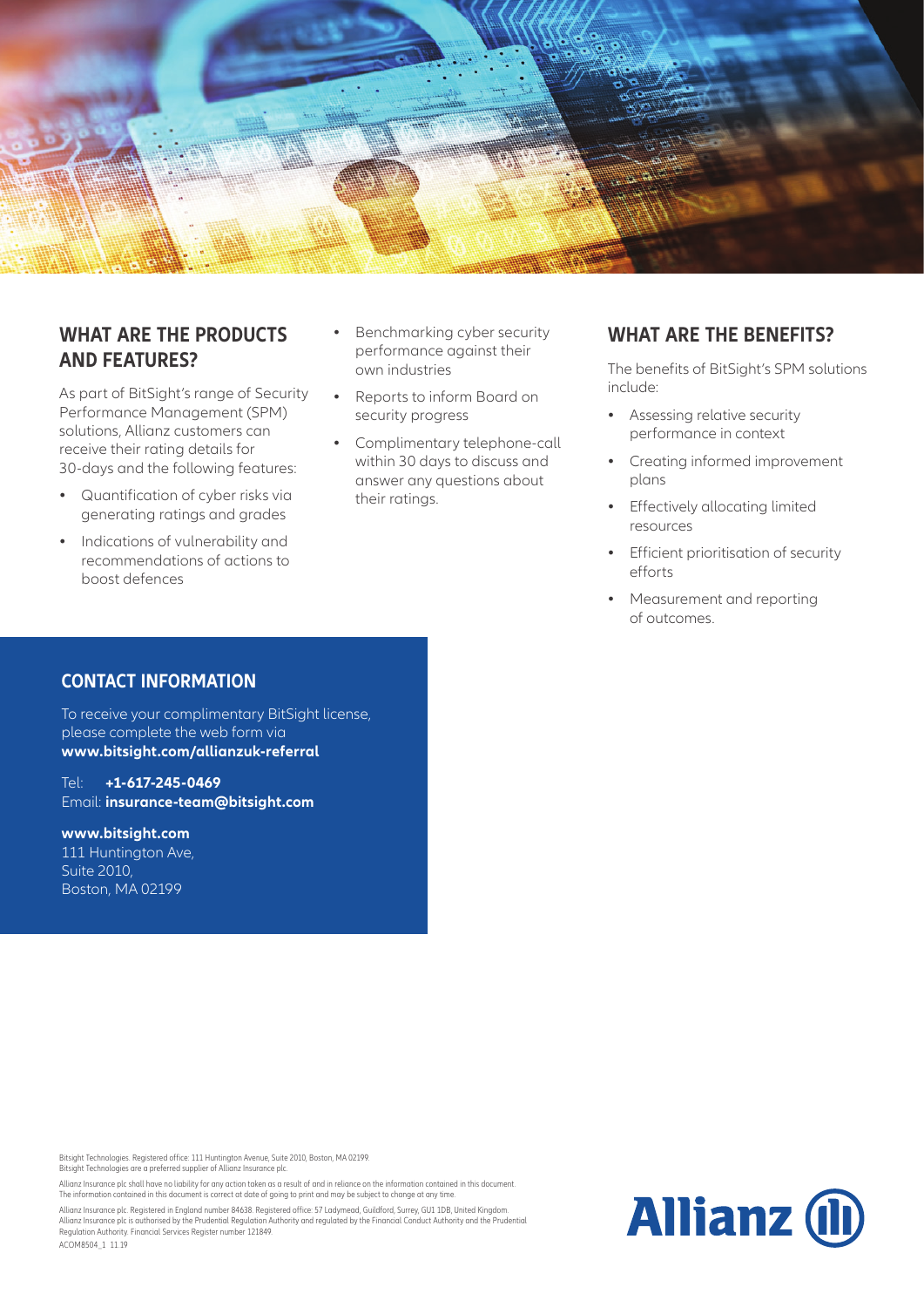## WHAT ARE THE PRODUCTS AND FEATURES?

As part of BitSight's range of Security Performance Management (SPM) solutions, Allianz customers can receive their rating details for 30-days and the following features:

- Quantification of cyber risks via generating ratings and grades
- Indications of vulnerability and recommendations of actions to boost defences
- Benchmarking cyber security performance against their own industries
- Reports to inform Board on security progress
- Complimentary telephone-call within 30 days to discuss and answer any questions about their ratings.

## WHAT ARE THE BENEFITS?

The benefits of BitSight's SPM solutions include:

- Assessing relative security performance in context
- Creating informed improvement plans
- Effectively allocating limited resources
- Efficient prioritisation of security efforts
- Measurement and reporting of outcomes.

## CONTACT INFORMATION

To receive your complimentary BitSight license, please complete the web form via **www.bitsight.com/allianzuk-referral**

Tel: **+1-617-245-0469**
Email: **insurance-team@bitsight.com**

**www.bitsight.com**
111 Huntington Ave,
Suite 2010,
Boston, MA 02199

Bitsight Technologies. Registered office: 111 Huntington Avenue, Suite 2010, Boston, MA 02199.
Bitsight Technologies are a preferred supplier of Allianz Insurance plc.

Allianz Insurance plc shall have no liability for any action taken as a result of and in reliance on the information contained in this document.
The information contained in this document is correct at date of going to print and may be subject to change at any time.

Allianz Insurance plc. Registered in England number 84638. Registered office: 57 Ladymead, Guildford, Surrey, GU1 1DB, United Kingdom.
Allianz Insurance plc is authorised by the Prudential Regulation Authority and regulated by the Financial Conduct Authority and the Prudential Regulation Authority. Financial Services Register number 121849.
ACOM8504_1 11.19

Allianz